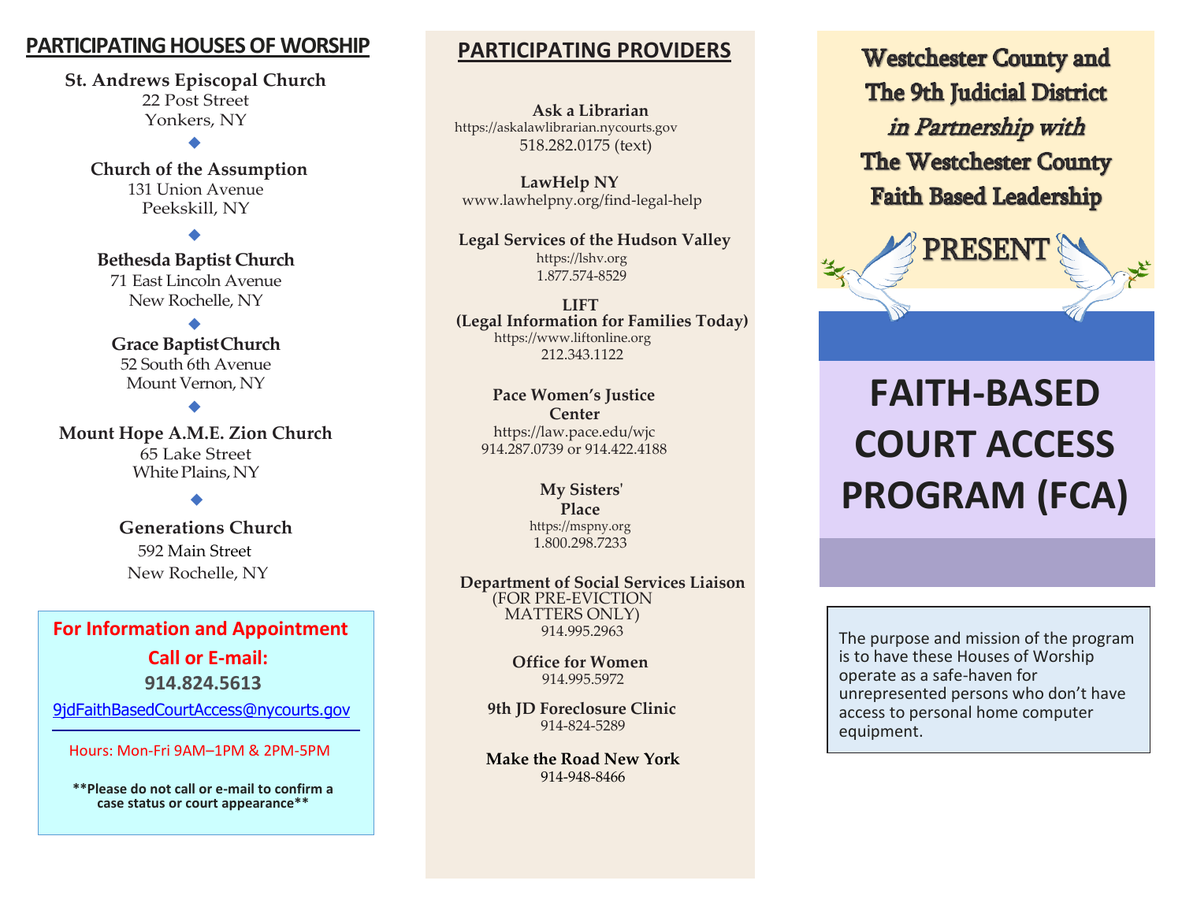## PARTICIPATING HOUSES OF WORSHIP

**St. Andrews Episcopal Church**
22 Post Street
Yonkers, NY

◆

**Church of the Assumption**
131 Union Avenue
Peekskill, NY

◆

**Bethesda Baptist Church**
71 East Lincoln Avenue
New Rochelle, NY

◆

**Grace Baptist Church**
52 South 6th Avenue
Mount Vernon, NY

◆

**Mount Hope A.M.E. Zion Church**
65 Lake Street
White Plains, NY

◆

**Generations Church**
592 Main Street
New Rochelle, NY

**For Information and Appointment**
**Call or E-mail:**
**914.824.5613**
9jdFaithBasedCourtAccess@nycourts.gov

Hours: Mon-Fri 9AM–1PM & 2PM-5PM

****Please do not call or e-mail to confirm a case status or court appearance****

## PARTICIPATING PROVIDERS

**Ask a Librarian**
https://askalawlibrarian.nycourts.gov
518.282.0175 (text)

**LawHelp NY**
www.lawhelpny.org/find-legal-help

**Legal Services of the Hudson Valley**
https://lshv.org
1.877.574-8529

**LIFT**
**(Legal Information for Families Today)**
https://www.liftonline.org
212.343.1122

**Pace Women's Justice Center**
https://law.pace.edu/wjc
914.287.0739 or 914.422.4188

**My Sisters' Place**
https://mspny.org
1.800.298.7233

**Department of Social Services Liaison**
(FOR PRE-EVICTION MATTERS ONLY)
914.995.2963

**Office for Women**
914.995.5972

**9th JD Foreclosure Clinic**
914-824-5289

**Make the Road New York**
914-948-8466

**Westchester County and The 9th Judicial District**
***in Partnership with***
**The Westchester County Faith Based Leadership**

**PRESENT**

# FAITH-BASED COURT ACCESS PROGRAM (FCA)

The purpose and mission of the program is to have these Houses of Worship operate as a safe-haven for unrepresented persons who don't have access to personal home computer equipment.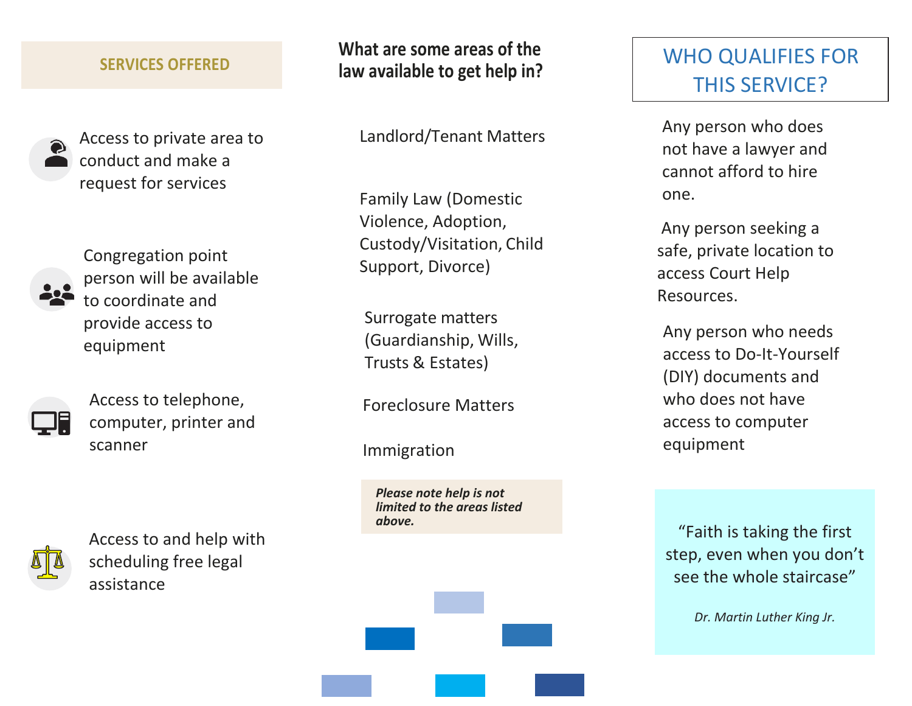## SERVICES OFFERED

- Access to private area to conduct and make a request for services
- Congregation point person will be available to coordinate and provide access to equipment
- Access to telephone, computer, printer and scanner
- Access to and help with scheduling free legal assistance

## What are some areas of the law available to get help in?

Landlord/Tenant Matters

Family Law (Domestic Violence, Adoption, Custody/Visitation, Child Support, Divorce)

Surrogate matters (Guardianship, Wills, Trusts & Estates)

Foreclosure Matters

Immigration

***Please note help is not limited to the areas listed above.***

## WHO QUALIFIES FOR THIS SERVICE?

Any person who does not have a lawyer and cannot afford to hire one.

Any person seeking a safe, private location to access Court Help Resources.

Any person who needs access to Do-It-Yourself (DIY) documents and who does not have access to computer equipment

"Faith is taking the first step, even when you don't see the whole staircase"

*Dr. Martin Luther King Jr.*